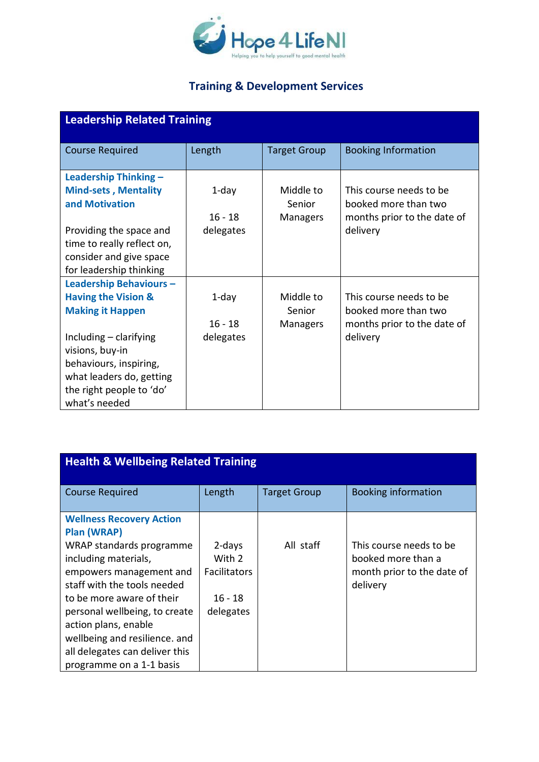Hope 4 Life NI

Helping you to help yourself to good mental health

## Training & Development Services

| Leadership Related Training | | | |
|---|---|---|---|
| Course Required | Length | Target Group | Booking Information |
| **Leadership Thinking – Mind-sets , Mentality and Motivation**<br><br>Providing the space and time to really reflect on, consider and give space for leadership thinking | 1-day<br><br>16 - 18 delegates | Middle to Senior Managers | This course needs to be booked more than two months prior to the date of delivery |
| **Leadership Behaviours – Having the Vision & Making it Happen**<br><br>Including – clarifying visions, buy-in behaviours, inspiring, what leaders do, getting the right people to 'do' what's needed | 1-day<br><br>16 - 18 delegates | Middle to Senior Managers | This course needs to be booked more than two months prior to the date of delivery |

| Health & Wellbeing Related Training | | | |
|---|---|---|---|
| Course Required | Length | Target Group | Booking information |
| **Wellness Recovery Action Plan (WRAP)**<br>WRAP standards programme including materials, empowers management and staff with the tools needed to be more aware of their personal wellbeing, to create action plans, enable wellbeing and resilience. and all delegates can deliver this programme on a 1-1 basis | 2-days With 2 Facilitators<br><br>16 - 18 delegates | All staff | This course needs to be booked more than a month prior to the date of delivery |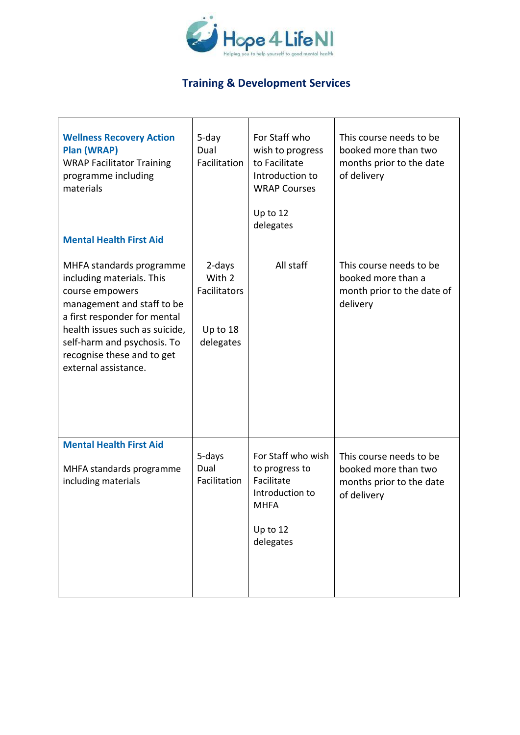## Training & Development Services

| | | | |
|---|---|---|---|
| **Wellness Recovery Action Plan (WRAP)**<br>WRAP Facilitator Training programme including materials | 5-day Dual Facilitation | For Staff who wish to progress to Facilitate Introduction to WRAP Courses<br><br>Up to 12 delegates | This course needs to be booked more than two months prior to the date of delivery |
| **Mental Health First Aid**<br><br>MHFA standards programme including materials. This course empowers management and staff to be a first responder for mental health issues such as suicide, self-harm and psychosis. To recognise these and to get external assistance. | 2-days With 2 Facilitators<br><br>Up to 18 delegates | All staff | This course needs to be booked more than a month prior to the date of delivery |
| **Mental Health First Aid**<br><br>MHFA standards programme including materials | 5-days Dual Facilitation | For Staff who wish to progress to Facilitate Introduction to MHFA<br><br>Up to 12 delegates | This course needs to be booked more than two months prior to the date of delivery |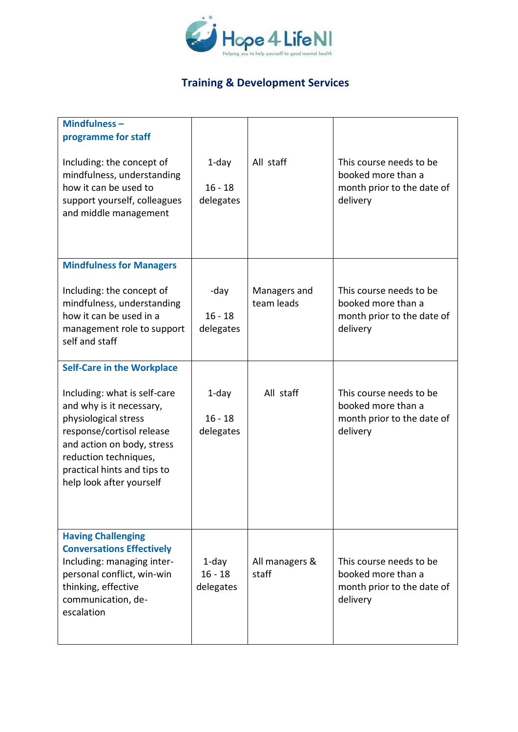## Training & Development Services

| | | | |
|---|---|---|---|
| **Mindfulness – programme for staff**<br><br>Including: the concept of mindfulness, understanding how it can be used to support yourself, colleagues and middle management | 1-day<br><br>16 - 18 delegates | All staff | This course needs to be booked more than a month prior to the date of delivery |
| **Mindfulness for Managers**<br><br>Including: the concept of mindfulness, understanding how it can be used in a management role to support self and staff | -day<br><br>16 - 18 delegates | Managers and team leads | This course needs to be booked more than a month prior to the date of delivery |
| **Self-Care in the Workplace**<br><br>Including: what is self-care and why is it necessary, physiological stress response/cortisol release and action on body, stress reduction techniques, practical hints and tips to help look after yourself | 1-day<br><br>16 - 18 delegates | All staff | This course needs to be booked more than a month prior to the date of delivery |
| **Having Challenging Conversations Effectively**<br>Including: managing inter-personal conflict, win-win thinking, effective communication, de-escalation | 1-day<br>16 - 18 delegates | All managers & staff | This course needs to be booked more than a month prior to the date of delivery |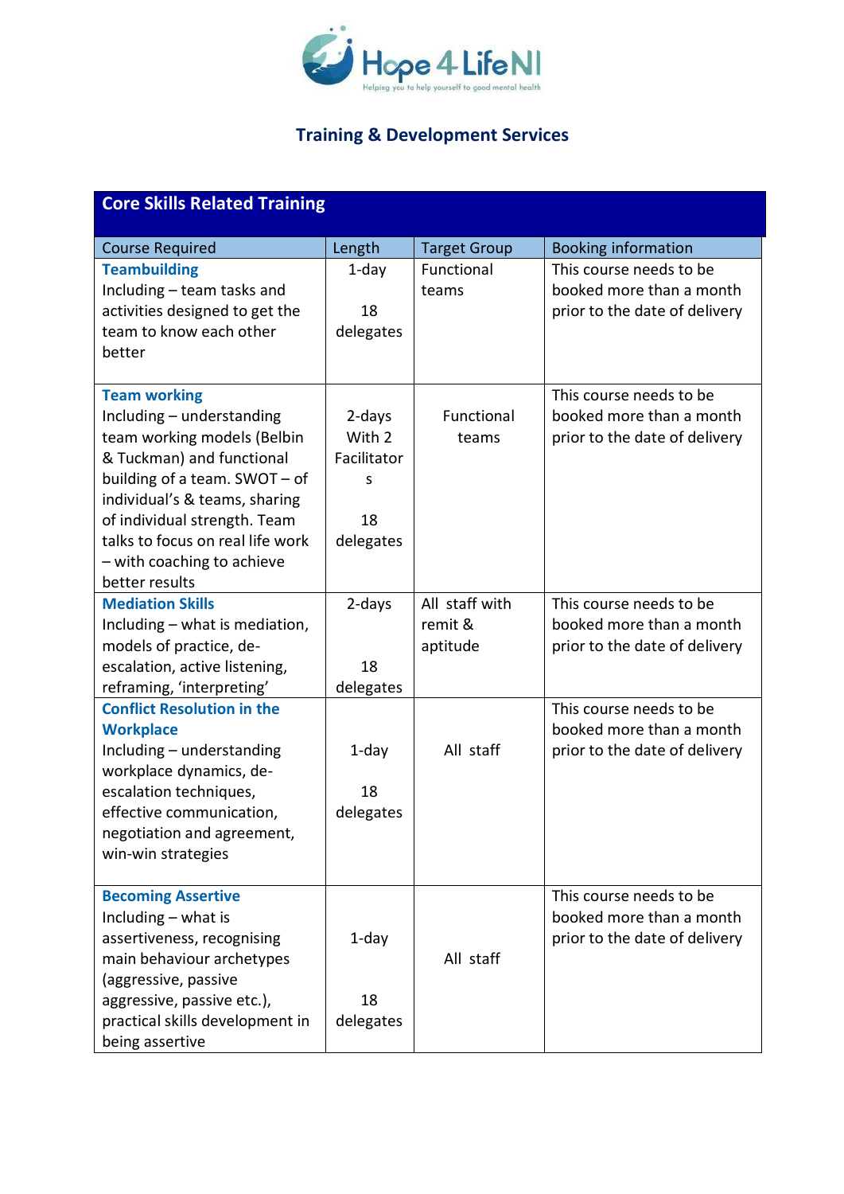Hope 4 LifeNI

Helping you to help yourself to good mental health

## Training & Development Services

| Core Skills Related Training | | | |
|---|---|---|---|
| Course Required | Length | Target Group | Booking information |
| **Teambuilding**<br>Including – team tasks and activities designed to get the team to know each other better | 1-day<br><br>18 delegates | Functional teams | This course needs to be booked more than a month prior to the date of delivery |
| **Team working**<br>Including – understanding team working models (Belbin & Tuckman) and functional building of a team. SWOT – of individual's & teams, sharing of individual strength. Team talks to focus on real life work – with coaching to achieve better results | 2-days With 2 Facilitators<br><br>18 delegates | Functional teams | This course needs to be booked more than a month prior to the date of delivery |
| **Mediation Skills**<br>Including – what is mediation, models of practice, de-escalation, active listening, reframing, 'interpreting' | 2-days<br><br>18 delegates | All staff with remit & aptitude | This course needs to be booked more than a month prior to the date of delivery |
| **Conflict Resolution in the Workplace**<br>Including – understanding workplace dynamics, de-escalation techniques, effective communication, negotiation and agreement, win-win strategies | 1-day<br><br>18 delegates | All staff | This course needs to be booked more than a month prior to the date of delivery |
| **Becoming Assertive**<br>Including – what is assertiveness, recognising main behaviour archetypes (aggressive, passive aggressive, passive etc.), practical skills development in being assertive | 1-day<br><br>18 delegates | All staff | This course needs to be booked more than a month prior to the date of delivery |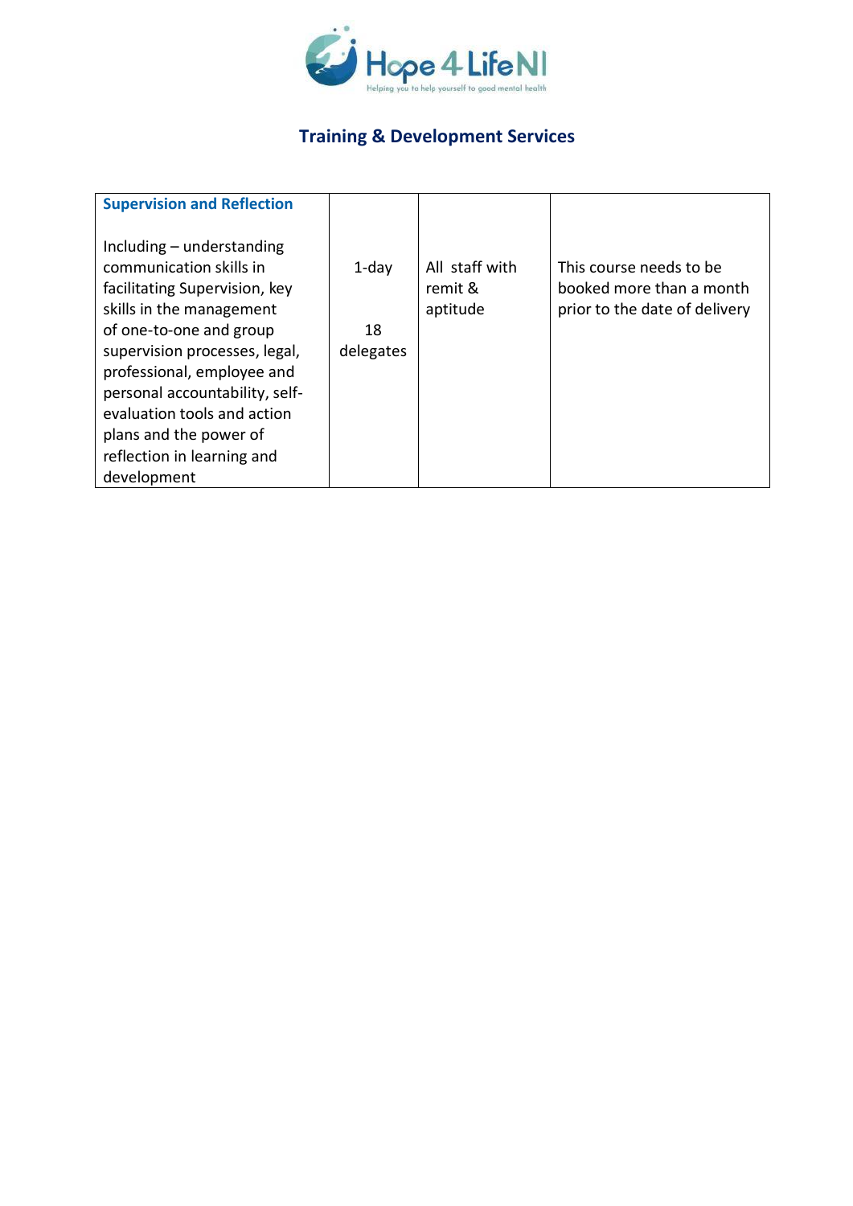## Training & Development Services

| | | | |
|---|---|---|---|
| **Supervision and Reflection**<br><br>Including – understanding communication skills in facilitating Supervision, key skills in the management of one-to-one and group supervision processes, legal, professional, employee and personal accountability, self-evaluation tools and action plans and the power of reflection in learning and development | 1-day<br><br>18 delegates | All staff with remit & aptitude | This course needs to be booked more than a month prior to the date of delivery |